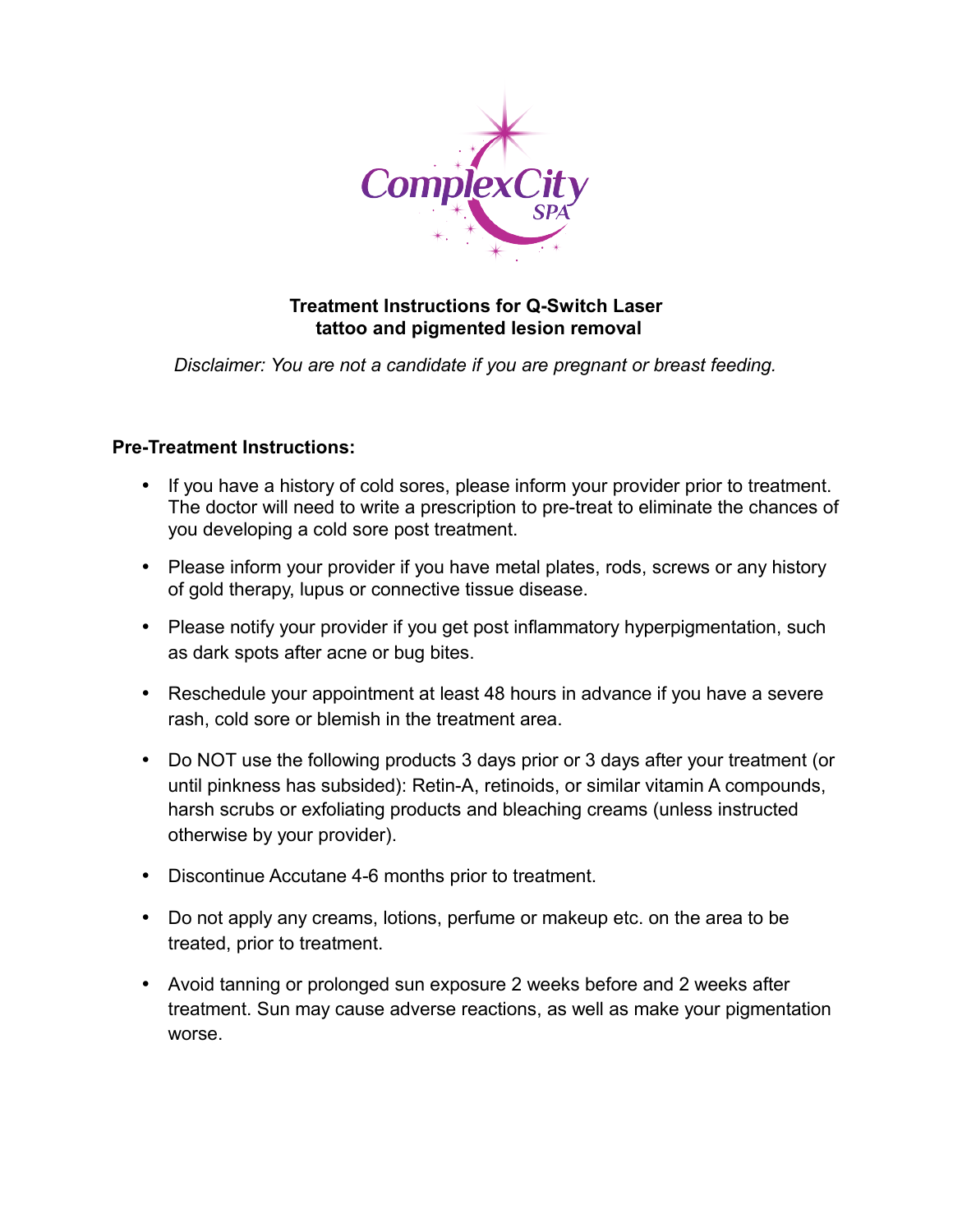ComplexCity SPA

# Treatment Instructions for Q-Switch Laser tattoo and pigmented lesion removal

*Disclaimer: You are not a candidate if you are pregnant or breast feeding.*

## Pre-Treatment Instructions:

- If you have a history of cold sores, please inform your provider prior to treatment. The doctor will need to write a prescription to pre-treat to eliminate the chances of you developing a cold sore post treatment.
- Please inform your provider if you have metal plates, rods, screws or any history of gold therapy, lupus or connective tissue disease.
- Please notify your provider if you get post inflammatory hyperpigmentation, such as dark spots after acne or bug bites.
- Reschedule your appointment at least 48 hours in advance if you have a severe rash, cold sore or blemish in the treatment area.
- Do NOT use the following products 3 days prior or 3 days after your treatment (or until pinkness has subsided): Retin-A, retinoids, or similar vitamin A compounds, harsh scrubs or exfoliating products and bleaching creams (unless instructed otherwise by your provider).
- Discontinue Accutane 4-6 months prior to treatment.
- Do not apply any creams, lotions, perfume or makeup etc. on the area to be treated, prior to treatment.
- Avoid tanning or prolonged sun exposure 2 weeks before and 2 weeks after treatment. Sun may cause adverse reactions, as well as make your pigmentation worse.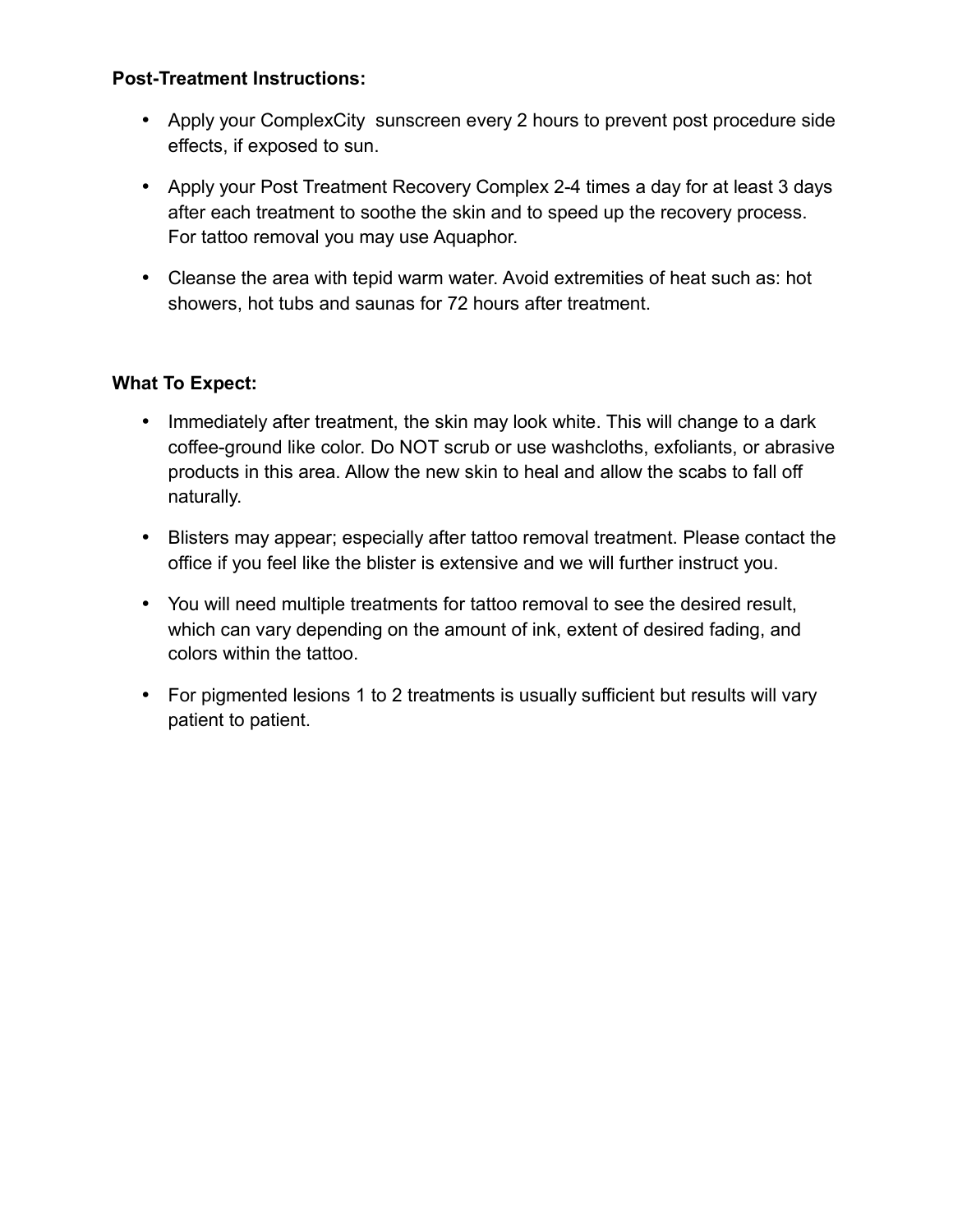**Post-Treatment Instructions:**

- Apply your ComplexCity  sunscreen every 2 hours to prevent post procedure side effects, if exposed to sun.
- Apply your Post Treatment Recovery Complex 2-4 times a day for at least 3 days after each treatment to soothe the skin and to speed up the recovery process. For tattoo removal you may use Aquaphor.
- Cleanse the area with tepid warm water. Avoid extremities of heat such as: hot showers, hot tubs and saunas for 72 hours after treatment.

**What To Expect:**

- Immediately after treatment, the skin may look white. This will change to a dark coffee-ground like color. Do NOT scrub or use washcloths, exfoliants, or abrasive products in this area. Allow the new skin to heal and allow the scabs to fall off naturally.
- Blisters may appear; especially after tattoo removal treatment. Please contact the office if you feel like the blister is extensive and we will further instruct you.
- You will need multiple treatments for tattoo removal to see the desired result, which can vary depending on the amount of ink, extent of desired fading, and colors within the tattoo.
- For pigmented lesions 1 to 2 treatments is usually sufficient but results will vary patient to patient.